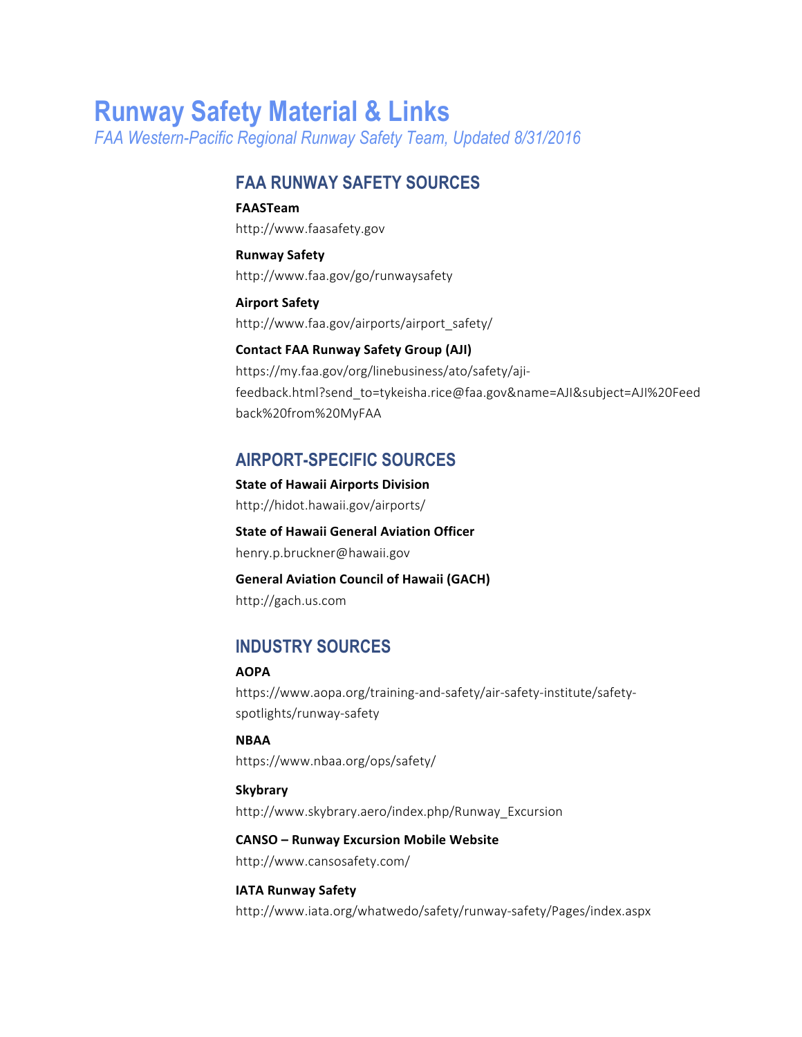# Runway Safety Material & Links

*FAA Western-Pacific Regional Runway Safety Team, Updated 8/31/2016*

## FAA RUNWAY SAFETY SOURCES

**FAASTeam**
http://www.faasafety.gov

**Runway Safety**
http://www.faa.gov/go/runwaysafety

**Airport Safety**
http://www.faa.gov/airports/airport_safety/

**Contact FAA Runway Safety Group (AJI)**
https://my.faa.gov/org/linebusiness/ato/safety/aji-feedback.html?send_to=tykeisha.rice@faa.gov&name=AJI&subject=AJI%20Feedback%20from%20MyFAA

## AIRPORT-SPECIFIC SOURCES

**State of Hawaii Airports Division**
http://hidot.hawaii.gov/airports/

**State of Hawaii General Aviation Officer**
henry.p.bruckner@hawaii.gov

**General Aviation Council of Hawaii (GACH)**
http://gach.us.com

## INDUSTRY SOURCES

**AOPA**
https://www.aopa.org/training-and-safety/air-safety-institute/safety-spotlights/runway-safety

**NBAA**
https://www.nbaa.org/ops/safety/

**Skybrary**
http://www.skybrary.aero/index.php/Runway_Excursion

**CANSO – Runway Excursion Mobile Website**
http://www.cansosafety.com/

**IATA Runway Safety**
http://www.iata.org/whatwedo/safety/runway-safety/Pages/index.aspx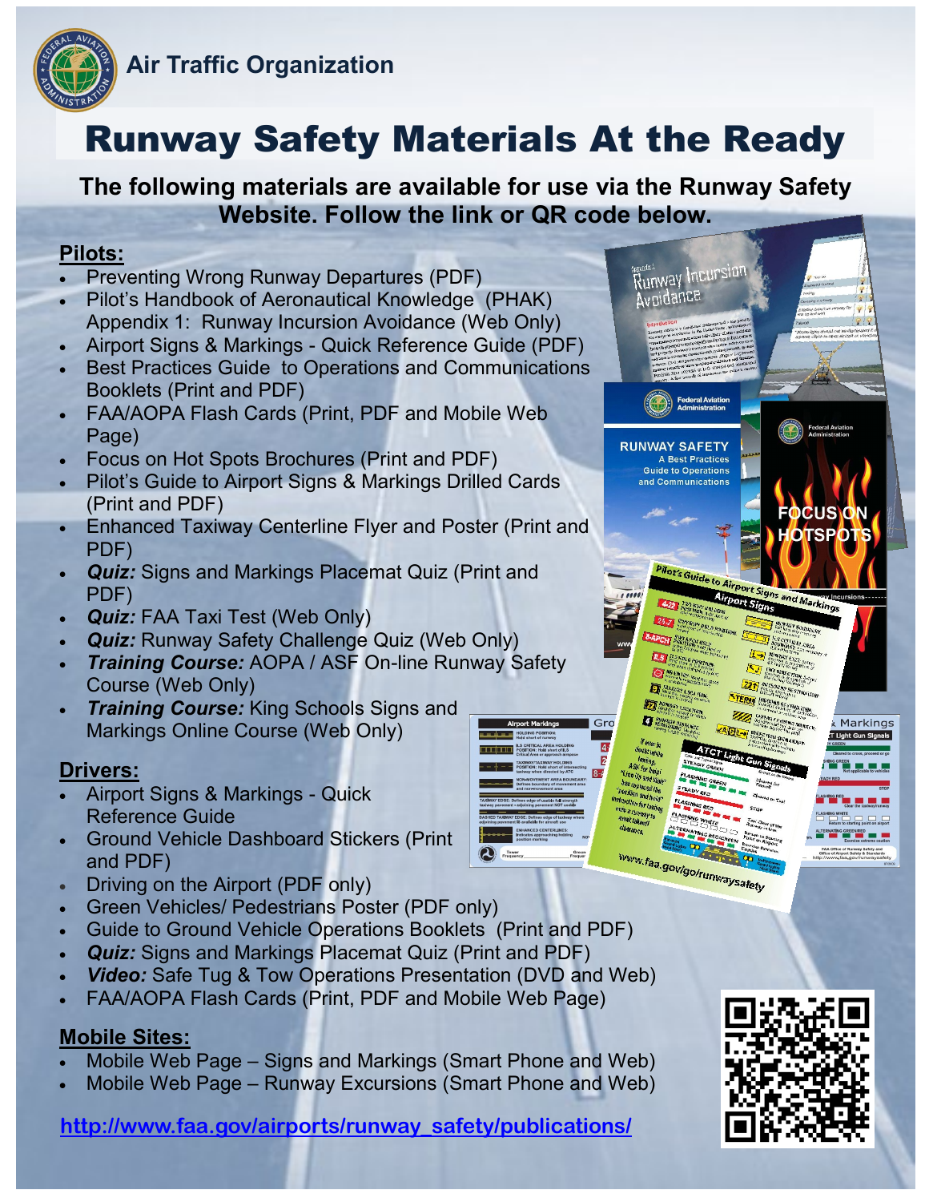Air Traffic Organization

# Runway Safety Materials At the Ready

**The following materials are available for use via the Runway Safety Website. Follow the link or QR code below.**

## Pilots:

- Preventing Wrong Runway Departures (PDF)
- Pilot's Handbook of Aeronautical Knowledge (PHAK) Appendix 1: Runway Incursion Avoidance (Web Only)
- Airport Signs & Markings - Quick Reference Guide (PDF)
- Best Practices Guide to Operations and Communications Booklets (Print and PDF)
- FAA/AOPA Flash Cards (Print, PDF and Mobile Web Page)
- Focus on Hot Spots Brochures (Print and PDF)
- Pilot's Guide to Airport Signs & Markings Drilled Cards (Print and PDF)
- Enhanced Taxiway Centerline Flyer and Poster (Print and PDF)
- ***Quiz:*** Signs and Markings Placemat Quiz (Print and PDF)
- ***Quiz:*** FAA Taxi Test (Web Only)
- ***Quiz:*** Runway Safety Challenge Quiz (Web Only)
- ***Training Course:*** AOPA / ASF On-line Runway Safety Course (Web Only)
- ***Training Course:*** King Schools Signs and Markings Online Course (Web Only)

## Drivers:

- Airport Signs & Markings - Quick Reference Guide
- Ground Vehicle Dashboard Stickers (Print and PDF)
- Driving on the Airport (PDF only)
- Green Vehicles/ Pedestrians Poster (PDF only)
- Guide to Ground Vehicle Operations Booklets (Print and PDF)
- ***Quiz:*** Signs and Markings Placemat Quiz (Print and PDF)
- ***Video:*** Safe Tug & Tow Operations Presentation (DVD and Web)
- FAA/AOPA Flash Cards (Print, PDF and Mobile Web Page)

## Mobile Sites:

- Mobile Web Page – Signs and Markings (Smart Phone and Web)
- Mobile Web Page – Runway Excursions (Smart Phone and Web)

**http://www.faa.gov/airports/runway_safety/publications/**